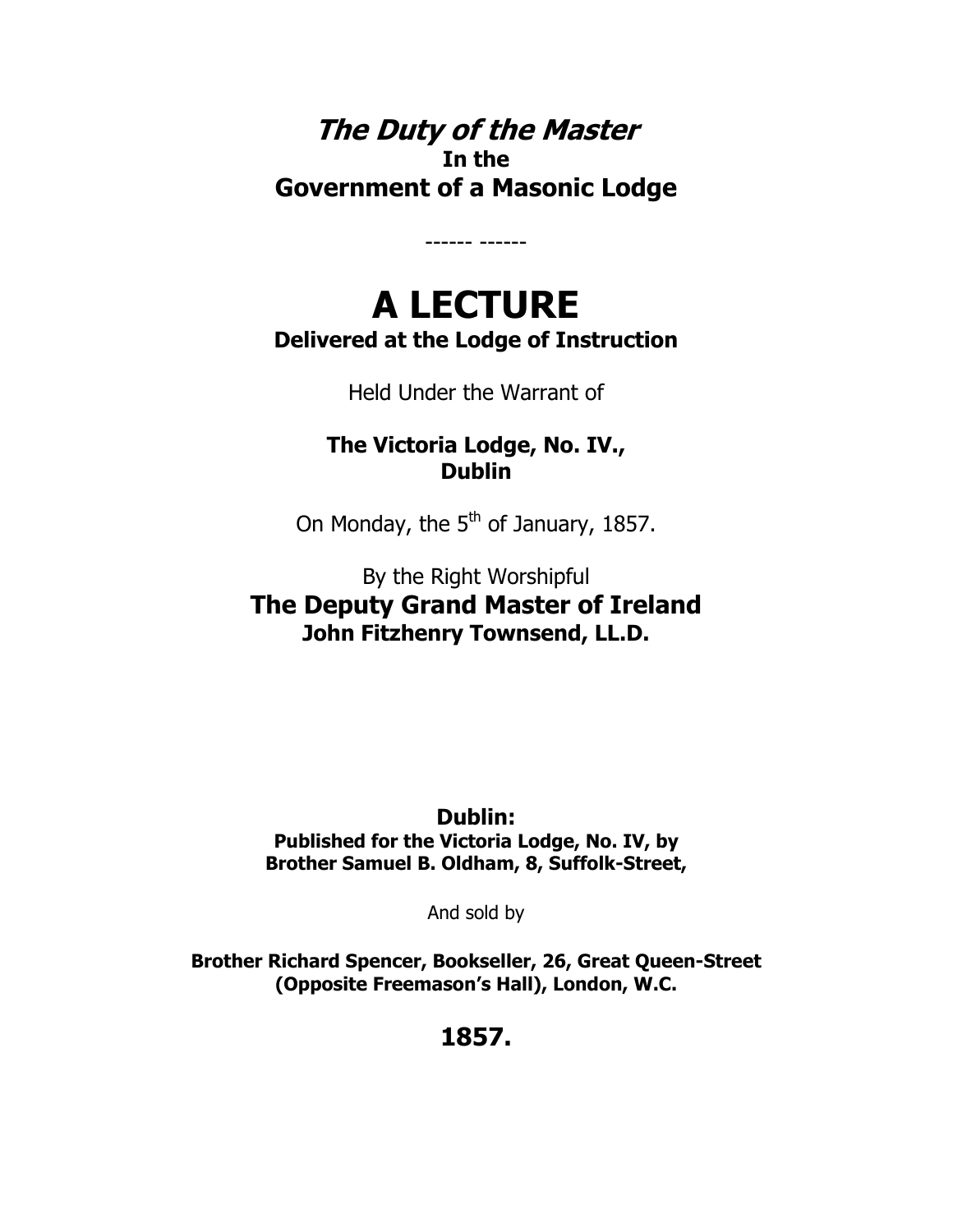# *The Duty of the Master*
**In the**
## Government of a Masonic Lodge

------ ------

# A LECTURE
**Delivered at the Lodge of Instruction**

Held Under the Warrant of

**The Victoria Lodge, No. IV.,**
**Dublin**

On Monday, the 5th of January, 1857.

By the Right Worshipful
## The Deputy Grand Master of Ireland
**John Fitzhenry Townsend, LL.D.**

**Dublin:**
**Published for the Victoria Lodge, No. IV, by**
**Brother Samuel B. Oldham, 8, Suffolk-Street,**

And sold by

**Brother Richard Spencer, Bookseller, 26, Great Queen-Street**
**(Opposite Freemason's Hall), London, W.C.**

**1857.**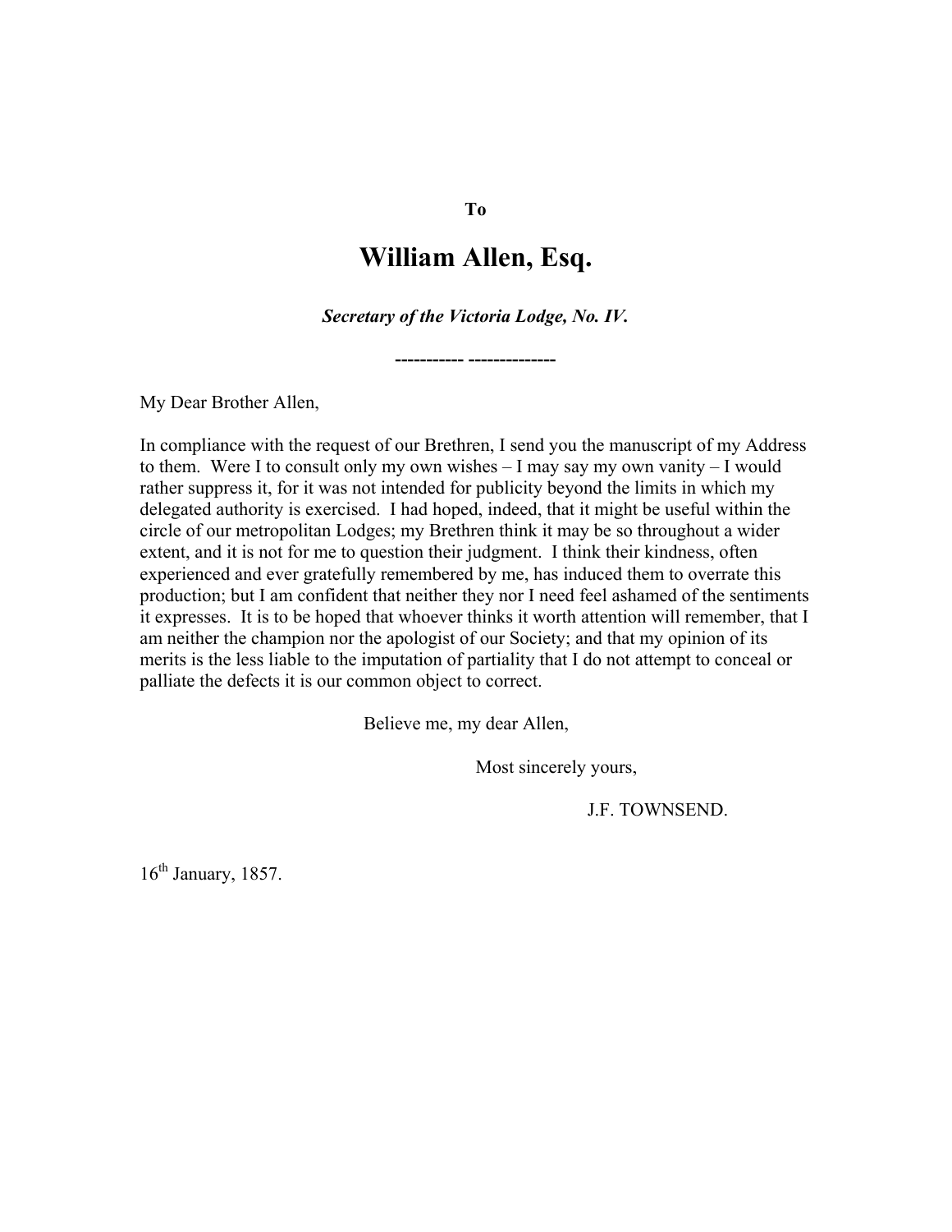**To**

# William Allen, Esq.

***Secretary of the Victoria Lodge, No. IV.***

**----------- --------------**

My Dear Brother Allen,

In compliance with the request of our Brethren, I send you the manuscript of my Address to them. Were I to consult only my own wishes – I may say my own vanity – I would rather suppress it, for it was not intended for publicity beyond the limits in which my delegated authority is exercised. I had hoped, indeed, that it might be useful within the circle of our metropolitan Lodges; my Brethren think it may be so throughout a wider extent, and it is not for me to question their judgment. I think their kindness, often experienced and ever gratefully remembered by me, has induced them to overrate this production; but I am confident that neither they nor I need feel ashamed of the sentiments it expresses. It is to be hoped that whoever thinks it worth attention will remember, that I am neither the champion nor the apologist of our Society; and that my opinion of its merits is the less liable to the imputation of partiality that I do not attempt to conceal or palliate the defects it is our common object to correct.

Believe me, my dear Allen,

Most sincerely yours,

J.F. TOWNSEND.

16th January, 1857.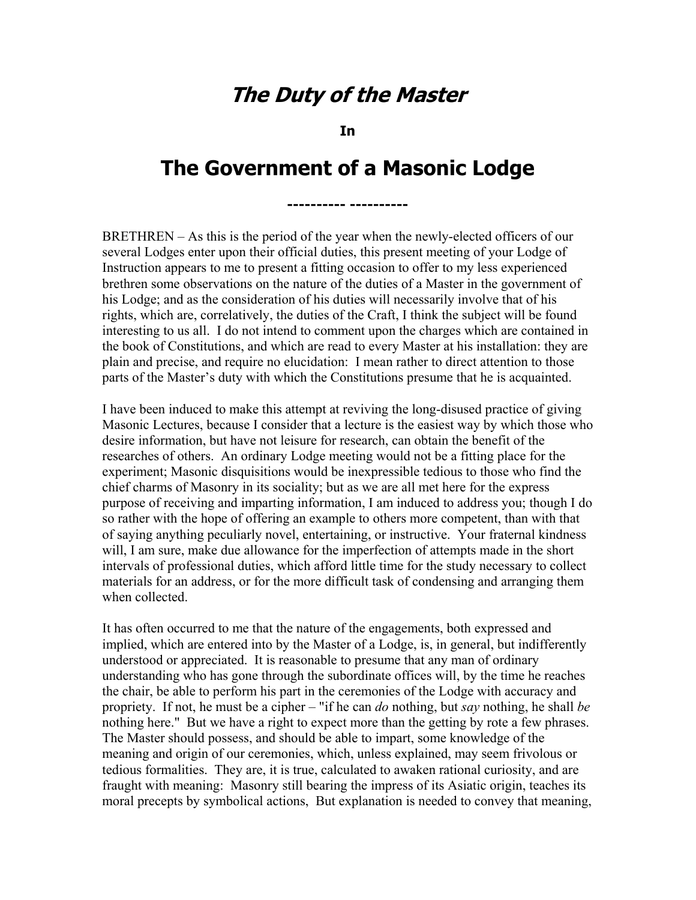# *The Duty of the Master*

**In**

# The Government of a Masonic Lodge

**---------- ----------**

BRETHREN – As this is the period of the year when the newly-elected officers of our several Lodges enter upon their official duties, this present meeting of your Lodge of Instruction appears to me to present a fitting occasion to offer to my less experienced brethren some observations on the nature of the duties of a Master in the government of his Lodge; and as the consideration of his duties will necessarily involve that of his rights, which are, correlatively, the duties of the Craft, I think the subject will be found interesting to us all. I do not intend to comment upon the charges which are contained in the book of Constitutions, and which are read to every Master at his installation: they are plain and precise, and require no elucidation: I mean rather to direct attention to those parts of the Master's duty with which the Constitutions presume that he is acquainted.

I have been induced to make this attempt at reviving the long-disused practice of giving Masonic Lectures, because I consider that a lecture is the easiest way by which those who desire information, but have not leisure for research, can obtain the benefit of the researches of others. An ordinary Lodge meeting would not be a fitting place for the experiment; Masonic disquisitions would be inexpressible tedious to those who find the chief charms of Masonry in its sociality; but as we are all met here for the express purpose of receiving and imparting information, I am induced to address you; though I do so rather with the hope of offering an example to others more competent, than with that of saying anything peculiarly novel, entertaining, or instructive. Your fraternal kindness will, I am sure, make due allowance for the imperfection of attempts made in the short intervals of professional duties, which afford little time for the study necessary to collect materials for an address, or for the more difficult task of condensing and arranging them when collected.

It has often occurred to me that the nature of the engagements, both expressed and implied, which are entered into by the Master of a Lodge, is, in general, but indifferently understood or appreciated. It is reasonable to presume that any man of ordinary understanding who has gone through the subordinate offices will, by the time he reaches the chair, be able to perform his part in the ceremonies of the Lodge with accuracy and propriety. If not, he must be a cipher – "if he can *do* nothing, but *say* nothing, he shall *be* nothing here." But we have a right to expect more than the getting by rote a few phrases. The Master should possess, and should be able to impart, some knowledge of the meaning and origin of our ceremonies, which, unless explained, may seem frivolous or tedious formalities. They are, it is true, calculated to awaken rational curiosity, and are fraught with meaning: Masonry still bearing the impress of its Asiatic origin, teaches its moral precepts by symbolical actions, But explanation is needed to convey that meaning,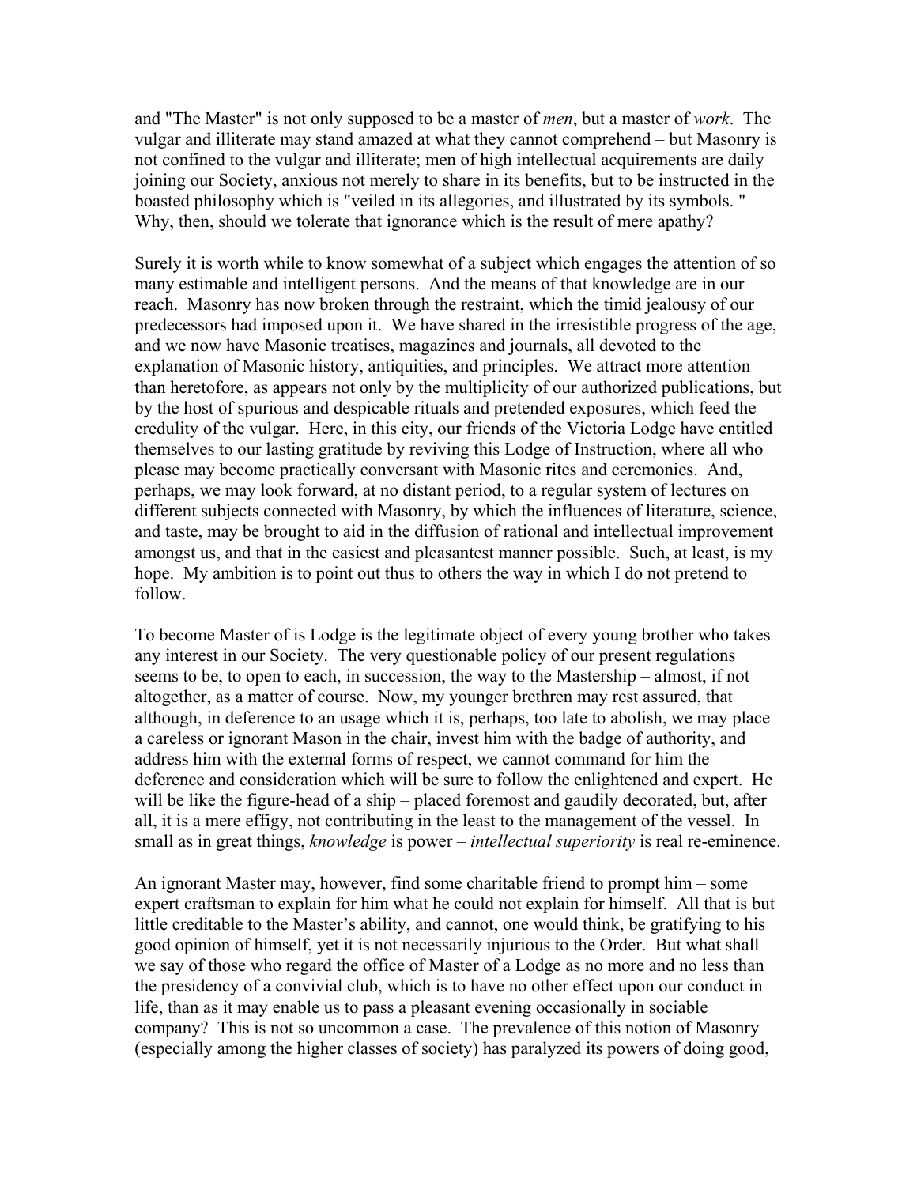and "The Master" is not only supposed to be a master of *men*, but a master of *work*. The vulgar and illiterate may stand amazed at what they cannot comprehend – but Masonry is not confined to the vulgar and illiterate; men of high intellectual acquirements are daily joining our Society, anxious not merely to share in its benefits, but to be instructed in the boasted philosophy which is "veiled in its allegories, and illustrated by its symbols. " Why, then, should we tolerate that ignorance which is the result of mere apathy?

Surely it is worth while to know somewhat of a subject which engages the attention of so many estimable and intelligent persons. And the means of that knowledge are in our reach. Masonry has now broken through the restraint, which the timid jealousy of our predecessors had imposed upon it. We have shared in the irresistible progress of the age, and we now have Masonic treatises, magazines and journals, all devoted to the explanation of Masonic history, antiquities, and principles. We attract more attention than heretofore, as appears not only by the multiplicity of our authorized publications, but by the host of spurious and despicable rituals and pretended exposures, which feed the credulity of the vulgar. Here, in this city, our friends of the Victoria Lodge have entitled themselves to our lasting gratitude by reviving this Lodge of Instruction, where all who please may become practically conversant with Masonic rites and ceremonies. And, perhaps, we may look forward, at no distant period, to a regular system of lectures on different subjects connected with Masonry, by which the influences of literature, science, and taste, may be brought to aid in the diffusion of rational and intellectual improvement amongst us, and that in the easiest and pleasantest manner possible. Such, at least, is my hope. My ambition is to point out thus to others the way in which I do not pretend to follow.

To become Master of is Lodge is the legitimate object of every young brother who takes any interest in our Society. The very questionable policy of our present regulations seems to be, to open to each, in succession, the way to the Mastership – almost, if not altogether, as a matter of course. Now, my younger brethren may rest assured, that although, in deference to an usage which it is, perhaps, too late to abolish, we may place a careless or ignorant Mason in the chair, invest him with the badge of authority, and address him with the external forms of respect, we cannot command for him the deference and consideration which will be sure to follow the enlightened and expert. He will be like the figure-head of a ship – placed foremost and gaudily decorated, but, after all, it is a mere effigy, not contributing in the least to the management of the vessel. In small as in great things, *knowledge* is power – *intellectual superiority* is real re-eminence.

An ignorant Master may, however, find some charitable friend to prompt him – some expert craftsman to explain for him what he could not explain for himself. All that is but little creditable to the Master's ability, and cannot, one would think, be gratifying to his good opinion of himself, yet it is not necessarily injurious to the Order. But what shall we say of those who regard the office of Master of a Lodge as no more and no less than the presidency of a convivial club, which is to have no other effect upon our conduct in life, than as it may enable us to pass a pleasant evening occasionally in sociable company? This is not so uncommon a case. The prevalence of this notion of Masonry (especially among the higher classes of society) has paralyzed its powers of doing good,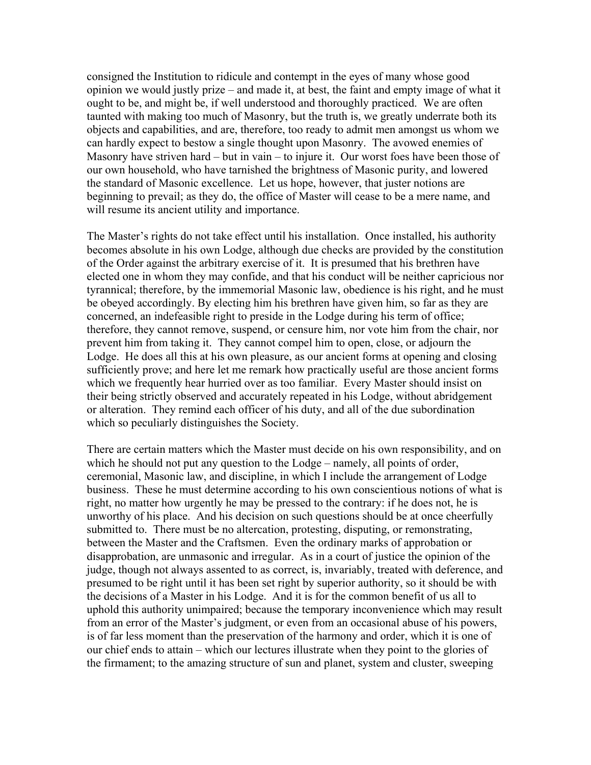consigned the Institution to ridicule and contempt in the eyes of many whose good opinion we would justly prize – and made it, at best, the faint and empty image of what it ought to be, and might be, if well understood and thoroughly practiced. We are often taunted with making too much of Masonry, but the truth is, we greatly underrate both its objects and capabilities, and are, therefore, too ready to admit men amongst us whom we can hardly expect to bestow a single thought upon Masonry. The avowed enemies of Masonry have striven hard – but in vain – to injure it. Our worst foes have been those of our own household, who have tarnished the brightness of Masonic purity, and lowered the standard of Masonic excellence. Let us hope, however, that juster notions are beginning to prevail; as they do, the office of Master will cease to be a mere name, and will resume its ancient utility and importance.

The Master's rights do not take effect until his installation. Once installed, his authority becomes absolute in his own Lodge, although due checks are provided by the constitution of the Order against the arbitrary exercise of it. It is presumed that his brethren have elected one in whom they may confide, and that his conduct will be neither capricious nor tyrannical; therefore, by the immemorial Masonic law, obedience is his right, and he must be obeyed accordingly. By electing him his brethren have given him, so far as they are concerned, an indefeasible right to preside in the Lodge during his term of office; therefore, they cannot remove, suspend, or censure him, nor vote him from the chair, nor prevent him from taking it. They cannot compel him to open, close, or adjourn the Lodge. He does all this at his own pleasure, as our ancient forms at opening and closing sufficiently prove; and here let me remark how practically useful are those ancient forms which we frequently hear hurried over as too familiar. Every Master should insist on their being strictly observed and accurately repeated in his Lodge, without abridgement or alteration. They remind each officer of his duty, and all of the due subordination which so peculiarly distinguishes the Society.

There are certain matters which the Master must decide on his own responsibility, and on which he should not put any question to the Lodge – namely, all points of order, ceremonial, Masonic law, and discipline, in which I include the arrangement of Lodge business. These he must determine according to his own conscientious notions of what is right, no matter how urgently he may be pressed to the contrary: if he does not, he is unworthy of his place. And his decision on such questions should be at once cheerfully submitted to. There must be no altercation, protesting, disputing, or remonstrating, between the Master and the Craftsmen. Even the ordinary marks of approbation or disapprobation, are unmasonic and irregular. As in a court of justice the opinion of the judge, though not always assented to as correct, is, invariably, treated with deference, and presumed to be right until it has been set right by superior authority, so it should be with the decisions of a Master in his Lodge. And it is for the common benefit of us all to uphold this authority unimpaired; because the temporary inconvenience which may result from an error of the Master's judgment, or even from an occasional abuse of his powers, is of far less moment than the preservation of the harmony and order, which it is one of our chief ends to attain – which our lectures illustrate when they point to the glories of the firmament; to the amazing structure of sun and planet, system and cluster, sweeping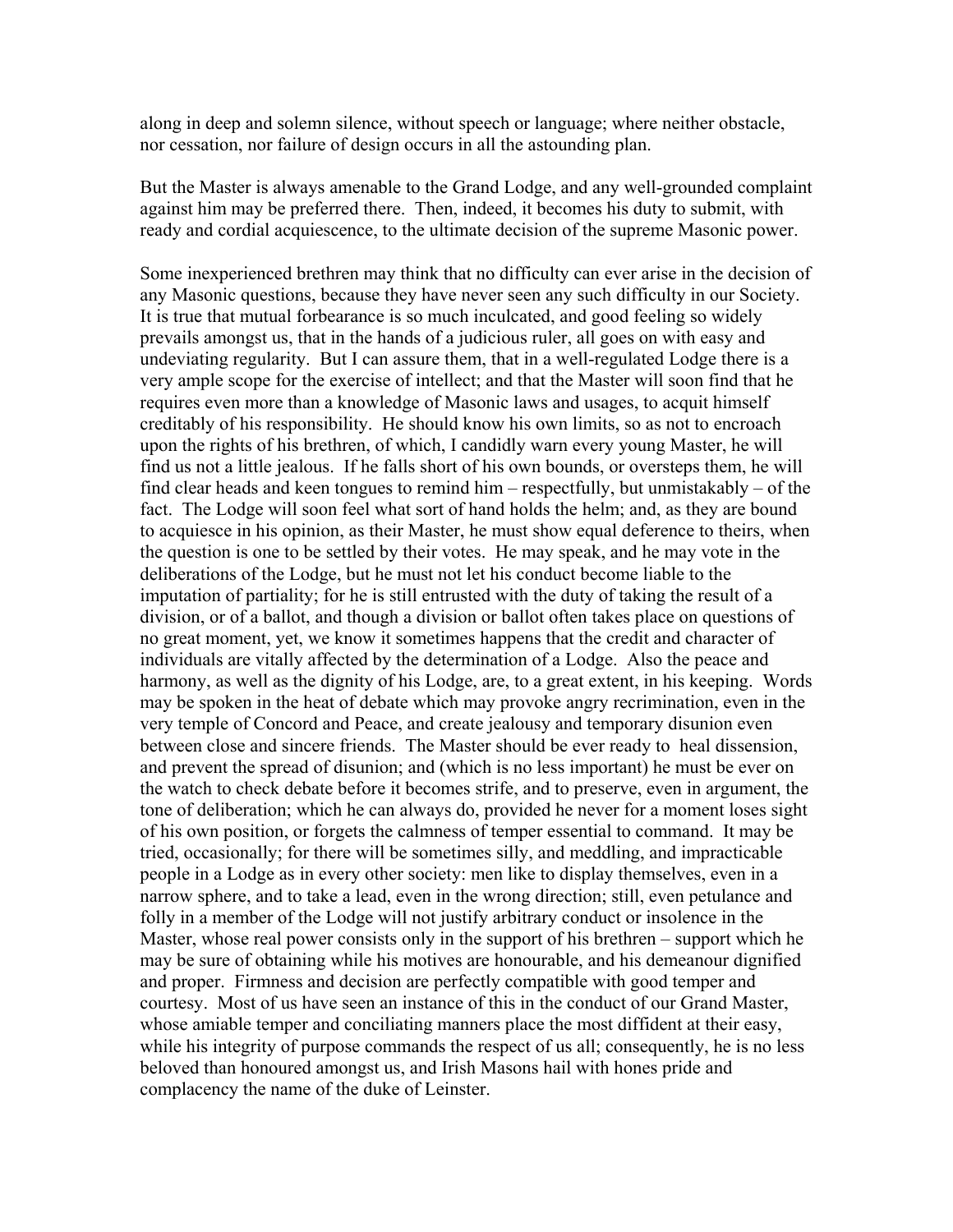along in deep and solemn silence, without speech or language; where neither obstacle, nor cessation, nor failure of design occurs in all the astounding plan.

But the Master is always amenable to the Grand Lodge, and any well-grounded complaint against him may be preferred there. Then, indeed, it becomes his duty to submit, with ready and cordial acquiescence, to the ultimate decision of the supreme Masonic power.

Some inexperienced brethren may think that no difficulty can ever arise in the decision of any Masonic questions, because they have never seen any such difficulty in our Society. It is true that mutual forbearance is so much inculcated, and good feeling so widely prevails amongst us, that in the hands of a judicious ruler, all goes on with easy and undeviating regularity. But I can assure them, that in a well-regulated Lodge there is a very ample scope for the exercise of intellect; and that the Master will soon find that he requires even more than a knowledge of Masonic laws and usages, to acquit himself creditably of his responsibility. He should know his own limits, so as not to encroach upon the rights of his brethren, of which, I candidly warn every young Master, he will find us not a little jealous. If he falls short of his own bounds, or oversteps them, he will find clear heads and keen tongues to remind him – respectfully, but unmistakably – of the fact. The Lodge will soon feel what sort of hand holds the helm; and, as they are bound to acquiesce in his opinion, as their Master, he must show equal deference to theirs, when the question is one to be settled by their votes. He may speak, and he may vote in the deliberations of the Lodge, but he must not let his conduct become liable to the imputation of partiality; for he is still entrusted with the duty of taking the result of a division, or of a ballot, and though a division or ballot often takes place on questions of no great moment, yet, we know it sometimes happens that the credit and character of individuals are vitally affected by the determination of a Lodge. Also the peace and harmony, as well as the dignity of his Lodge, are, to a great extent, in his keeping. Words may be spoken in the heat of debate which may provoke angry recrimination, even in the very temple of Concord and Peace, and create jealousy and temporary disunion even between close and sincere friends. The Master should be ever ready to heal dissension, and prevent the spread of disunion; and (which is no less important) he must be ever on the watch to check debate before it becomes strife, and to preserve, even in argument, the tone of deliberation; which he can always do, provided he never for a moment loses sight of his own position, or forgets the calmness of temper essential to command. It may be tried, occasionally; for there will be sometimes silly, and meddling, and impracticable people in a Lodge as in every other society: men like to display themselves, even in a narrow sphere, and to take a lead, even in the wrong direction; still, even petulance and folly in a member of the Lodge will not justify arbitrary conduct or insolence in the Master, whose real power consists only in the support of his brethren – support which he may be sure of obtaining while his motives are honourable, and his demeanour dignified and proper. Firmness and decision are perfectly compatible with good temper and courtesy. Most of us have seen an instance of this in the conduct of our Grand Master, whose amiable temper and conciliating manners place the most diffident at their easy, while his integrity of purpose commands the respect of us all; consequently, he is no less beloved than honoured amongst us, and Irish Masons hail with hones pride and complacency the name of the duke of Leinster.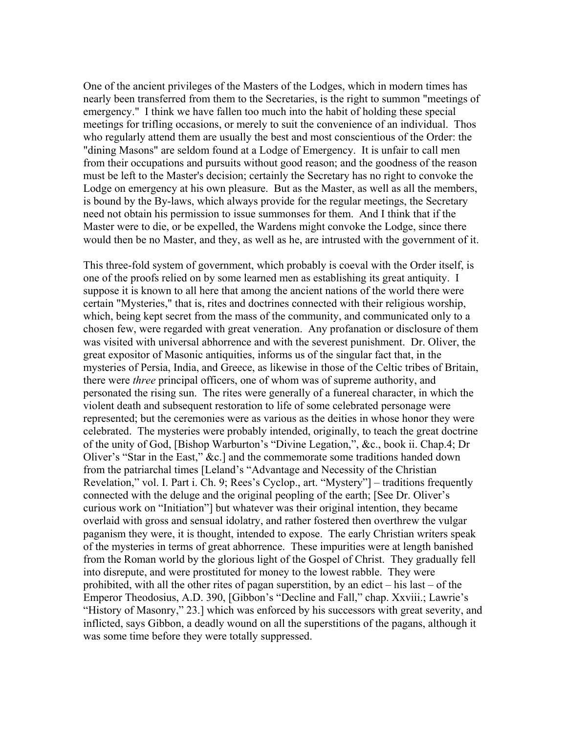One of the ancient privileges of the Masters of the Lodges, which in modern times has nearly been transferred from them to the Secretaries, is the right to summon "meetings of emergency." I think we have fallen too much into the habit of holding these special meetings for trifling occasions, or merely to suit the convenience of an individual. Thos who regularly attend them are usually the best and most conscientious of the Order: the "dining Masons" are seldom found at a Lodge of Emergency. It is unfair to call men from their occupations and pursuits without good reason; and the goodness of the reason must be left to the Master's decision; certainly the Secretary has no right to convoke the Lodge on emergency at his own pleasure. But as the Master, as well as all the members, is bound by the By-laws, which always provide for the regular meetings, the Secretary need not obtain his permission to issue summonses for them. And I think that if the Master were to die, or be expelled, the Wardens might convoke the Lodge, since there would then be no Master, and they, as well as he, are intrusted with the government of it.

This three-fold system of government, which probably is coeval with the Order itself, is one of the proofs relied on by some learned men as establishing its great antiquity. I suppose it is known to all here that among the ancient nations of the world there were certain "Mysteries," that is, rites and doctrines connected with their religious worship, which, being kept secret from the mass of the community, and communicated only to a chosen few, were regarded with great veneration. Any profanation or disclosure of them was visited with universal abhorrence and with the severest punishment. Dr. Oliver, the great expositor of Masonic antiquities, informs us of the singular fact that, in the mysteries of Persia, India, and Greece, as likewise in those of the Celtic tribes of Britain, there were *three* principal officers, one of whom was of supreme authority, and personated the rising sun. The rites were generally of a funereal character, in which the violent death and subsequent restoration to life of some celebrated personage were represented; but the ceremonies were as various as the deities in whose honor they were celebrated. The mysteries were probably intended, originally, to teach the great doctrine of the unity of God, [Bishop Warburton's "Divine Legation,", &c., book ii. Chap.4; Dr Oliver's "Star in the East," &c.] and the commemorate some traditions handed down from the patriarchal times [Leland's "Advantage and Necessity of the Christian Revelation," vol. I. Part i. Ch. 9; Rees's Cyclop., art. "Mystery"] – traditions frequently connected with the deluge and the original peopling of the earth; [See Dr. Oliver's curious work on "Initiation"] but whatever was their original intention, they became overlaid with gross and sensual idolatry, and rather fostered then overthrew the vulgar paganism they were, it is thought, intended to expose. The early Christian writers speak of the mysteries in terms of great abhorrence. These impurities were at length banished from the Roman world by the glorious light of the Gospel of Christ. They gradually fell into disrepute, and were prostituted for money to the lowest rabble. They were prohibited, with all the other rites of pagan superstition, by an edict – his last – of the Emperor Theodosius, A.D. 390, [Gibbon's "Decline and Fall," chap. Xxviii.; Lawrie's "History of Masonry," 23.] which was enforced by his successors with great severity, and inflicted, says Gibbon, a deadly wound on all the superstitions of the pagans, although it was some time before they were totally suppressed.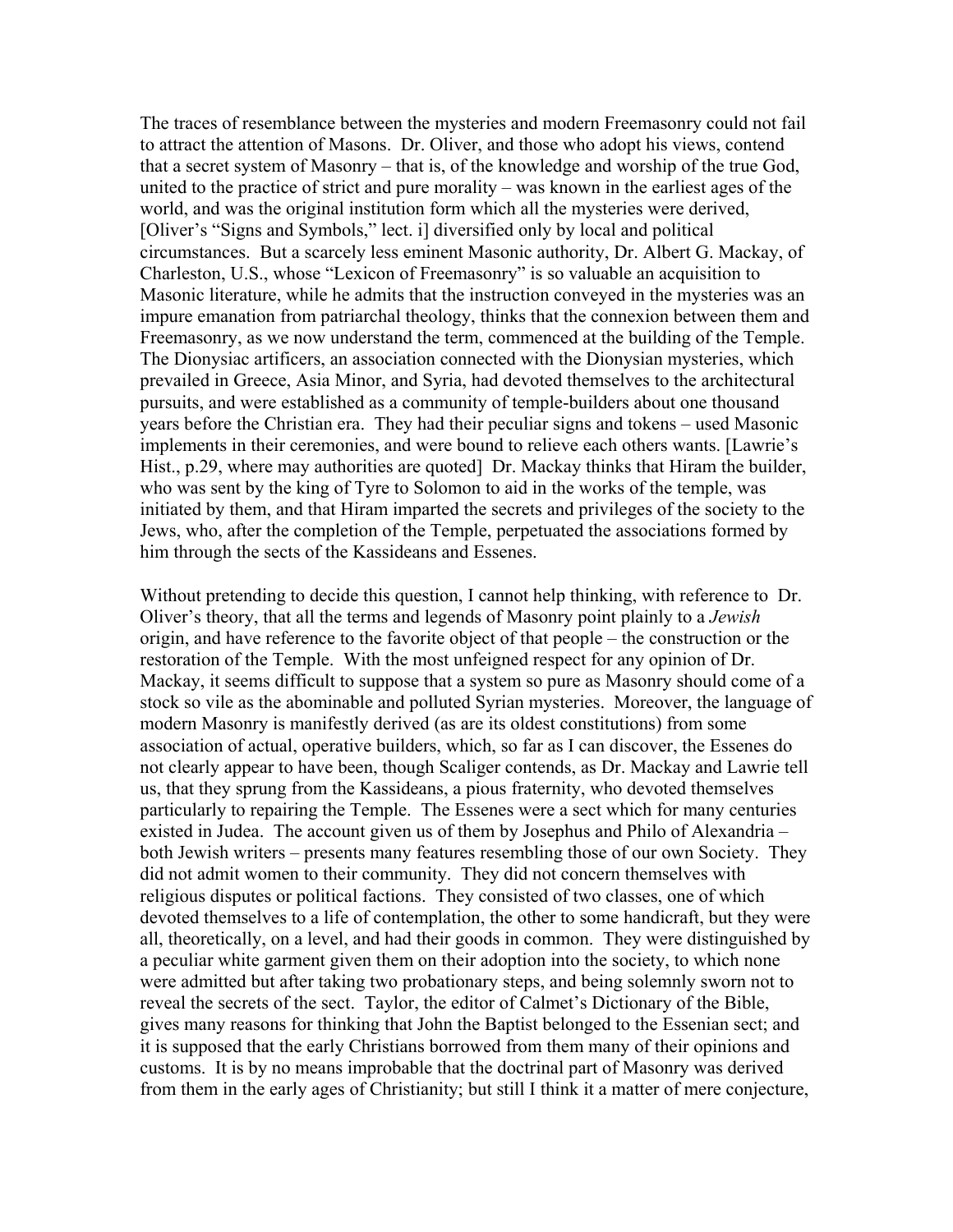The traces of resemblance between the mysteries and modern Freemasonry could not fail to attract the attention of Masons. Dr. Oliver, and those who adopt his views, contend that a secret system of Masonry – that is, of the knowledge and worship of the true God, united to the practice of strict and pure morality – was known in the earliest ages of the world, and was the original institution form which all the mysteries were derived, [Oliver's "Signs and Symbols," lect. i] diversified only by local and political circumstances. But a scarcely less eminent Masonic authority, Dr. Albert G. Mackay, of Charleston, U.S., whose "Lexicon of Freemasonry" is so valuable an acquisition to Masonic literature, while he admits that the instruction conveyed in the mysteries was an impure emanation from patriarchal theology, thinks that the connexion between them and Freemasonry, as we now understand the term, commenced at the building of the Temple. The Dionysiac artificers, an association connected with the Dionysian mysteries, which prevailed in Greece, Asia Minor, and Syria, had devoted themselves to the architectural pursuits, and were established as a community of temple-builders about one thousand years before the Christian era. They had their peculiar signs and tokens – used Masonic implements in their ceremonies, and were bound to relieve each others wants. [Lawrie's Hist., p.29, where may authorities are quoted] Dr. Mackay thinks that Hiram the builder, who was sent by the king of Tyre to Solomon to aid in the works of the temple, was initiated by them, and that Hiram imparted the secrets and privileges of the society to the Jews, who, after the completion of the Temple, perpetuated the associations formed by him through the sects of the Kassideans and Essenes.

Without pretending to decide this question, I cannot help thinking, with reference to Dr. Oliver's theory, that all the terms and legends of Masonry point plainly to a *Jewish* origin, and have reference to the favorite object of that people – the construction or the restoration of the Temple. With the most unfeigned respect for any opinion of Dr. Mackay, it seems difficult to suppose that a system so pure as Masonry should come of a stock so vile as the abominable and polluted Syrian mysteries. Moreover, the language of modern Masonry is manifestly derived (as are its oldest constitutions) from some association of actual, operative builders, which, so far as I can discover, the Essenes do not clearly appear to have been, though Scaliger contends, as Dr. Mackay and Lawrie tell us, that they sprung from the Kassideans, a pious fraternity, who devoted themselves particularly to repairing the Temple. The Essenes were a sect which for many centuries existed in Judea. The account given us of them by Josephus and Philo of Alexandria – both Jewish writers – presents many features resembling those of our own Society. They did not admit women to their community. They did not concern themselves with religious disputes or political factions. They consisted of two classes, one of which devoted themselves to a life of contemplation, the other to some handicraft, but they were all, theoretically, on a level, and had their goods in common. They were distinguished by a peculiar white garment given them on their adoption into the society, to which none were admitted but after taking two probationary steps, and being solemnly sworn not to reveal the secrets of the sect. Taylor, the editor of Calmet's Dictionary of the Bible, gives many reasons for thinking that John the Baptist belonged to the Essenian sect; and it is supposed that the early Christians borrowed from them many of their opinions and customs. It is by no means improbable that the doctrinal part of Masonry was derived from them in the early ages of Christianity; but still I think it a matter of mere conjecture,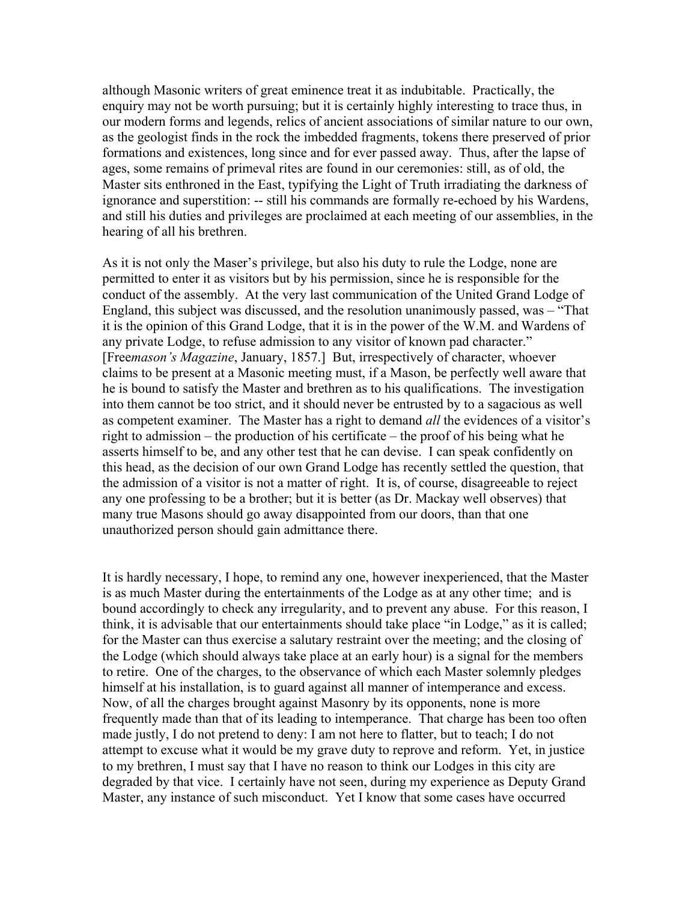although Masonic writers of great eminence treat it as indubitable. Practically, the enquiry may not be worth pursuing; but it is certainly highly interesting to trace thus, in our modern forms and legends, relics of ancient associations of similar nature to our own, as the geologist finds in the rock the imbedded fragments, tokens there preserved of prior formations and existences, long since and for ever passed away. Thus, after the lapse of ages, some remains of primeval rites are found in our ceremonies: still, as of old, the Master sits enthroned in the East, typifying the Light of Truth irradiating the darkness of ignorance and superstition: -- still his commands are formally re-echoed by his Wardens, and still his duties and privileges are proclaimed at each meeting of our assemblies, in the hearing of all his brethren.

As it is not only the Maser's privilege, but also his duty to rule the Lodge, none are permitted to enter it as visitors but by his permission, since he is responsible for the conduct of the assembly. At the very last communication of the United Grand Lodge of England, this subject was discussed, and the resolution unanimously passed, was – "That it is the opinion of this Grand Lodge, that it is in the power of the W.M. and Wardens of any private Lodge, to refuse admission to any visitor of known pad character." [Free*mason's Magazine*, January, 1857.] But, irrespectively of character, whoever claims to be present at a Masonic meeting must, if a Mason, be perfectly well aware that he is bound to satisfy the Master and brethren as to his qualifications. The investigation into them cannot be too strict, and it should never be entrusted by to a sagacious as well as competent examiner. The Master has a right to demand *all* the evidences of a visitor's right to admission – the production of his certificate – the proof of his being what he asserts himself to be, and any other test that he can devise. I can speak confidently on this head, as the decision of our own Grand Lodge has recently settled the question, that the admission of a visitor is not a matter of right. It is, of course, disagreeable to reject any one professing to be a brother; but it is better (as Dr. Mackay well observes) that many true Masons should go away disappointed from our doors, than that one unauthorized person should gain admittance there.

It is hardly necessary, I hope, to remind any one, however inexperienced, that the Master is as much Master during the entertainments of the Lodge as at any other time; and is bound accordingly to check any irregularity, and to prevent any abuse. For this reason, I think, it is advisable that our entertainments should take place "in Lodge," as it is called; for the Master can thus exercise a salutary restraint over the meeting; and the closing of the Lodge (which should always take place at an early hour) is a signal for the members to retire. One of the charges, to the observance of which each Master solemnly pledges himself at his installation, is to guard against all manner of intemperance and excess. Now, of all the charges brought against Masonry by its opponents, none is more frequently made than that of its leading to intemperance. That charge has been too often made justly, I do not pretend to deny: I am not here to flatter, but to teach; I do not attempt to excuse what it would be my grave duty to reprove and reform. Yet, in justice to my brethren, I must say that I have no reason to think our Lodges in this city are degraded by that vice. I certainly have not seen, during my experience as Deputy Grand Master, any instance of such misconduct. Yet I know that some cases have occurred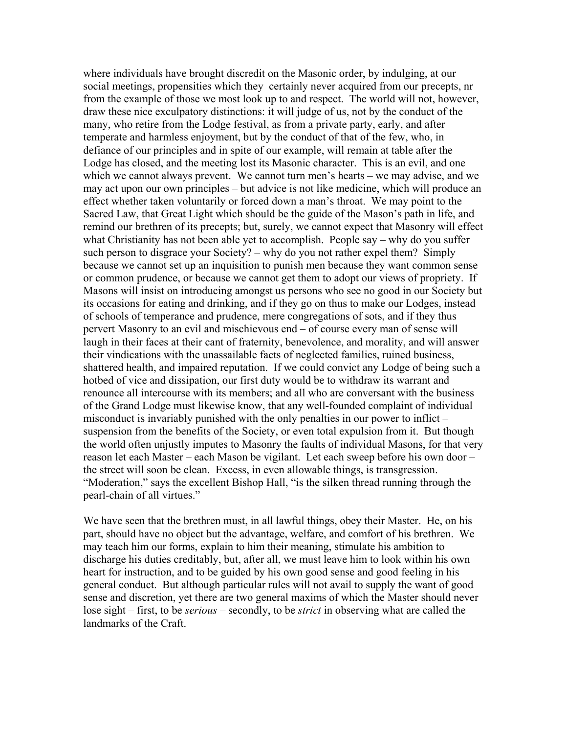where individuals have brought discredit on the Masonic order, by indulging, at our social meetings, propensities which they certainly never acquired from our precepts, nr from the example of those we most look up to and respect. The world will not, however, draw these nice exculpatory distinctions: it will judge of us, not by the conduct of the many, who retire from the Lodge festival, as from a private party, early, and after temperate and harmless enjoyment, but by the conduct of that of the few, who, in defiance of our principles and in spite of our example, will remain at table after the Lodge has closed, and the meeting lost its Masonic character. This is an evil, and one which we cannot always prevent. We cannot turn men's hearts – we may advise, and we may act upon our own principles – but advice is not like medicine, which will produce an effect whether taken voluntarily or forced down a man's throat. We may point to the Sacred Law, that Great Light which should be the guide of the Mason's path in life, and remind our brethren of its precepts; but, surely, we cannot expect that Masonry will effect what Christianity has not been able yet to accomplish. People say – why do you suffer such person to disgrace your Society? – why do you not rather expel them? Simply because we cannot set up an inquisition to punish men because they want common sense or common prudence, or because we cannot get them to adopt our views of propriety. If Masons will insist on introducing amongst us persons who see no good in our Society but its occasions for eating and drinking, and if they go on thus to make our Lodges, instead of schools of temperance and prudence, mere congregations of sots, and if they thus pervert Masonry to an evil and mischievous end – of course every man of sense will laugh in their faces at their cant of fraternity, benevolence, and morality, and will answer their vindications with the unassailable facts of neglected families, ruined business, shattered health, and impaired reputation. If we could convict any Lodge of being such a hotbed of vice and dissipation, our first duty would be to withdraw its warrant and renounce all intercourse with its members; and all who are conversant with the business of the Grand Lodge must likewise know, that any well-founded complaint of individual misconduct is invariably punished with the only penalties in our power to inflict – suspension from the benefits of the Society, or even total expulsion from it. But though the world often unjustly imputes to Masonry the faults of individual Masons, for that very reason let each Master – each Mason be vigilant. Let each sweep before his own door – the street will soon be clean. Excess, in even allowable things, is transgression. "Moderation," says the excellent Bishop Hall, "is the silken thread running through the pearl-chain of all virtues."

We have seen that the brethren must, in all lawful things, obey their Master. He, on his part, should have no object but the advantage, welfare, and comfort of his brethren. We may teach him our forms, explain to him their meaning, stimulate his ambition to discharge his duties creditably, but, after all, we must leave him to look within his own heart for instruction, and to be guided by his own good sense and good feeling in his general conduct. But although particular rules will not avail to supply the want of good sense and discretion, yet there are two general maxims of which the Master should never lose sight – first, to be *serious* – secondly, to be *strict* in observing what are called the landmarks of the Craft.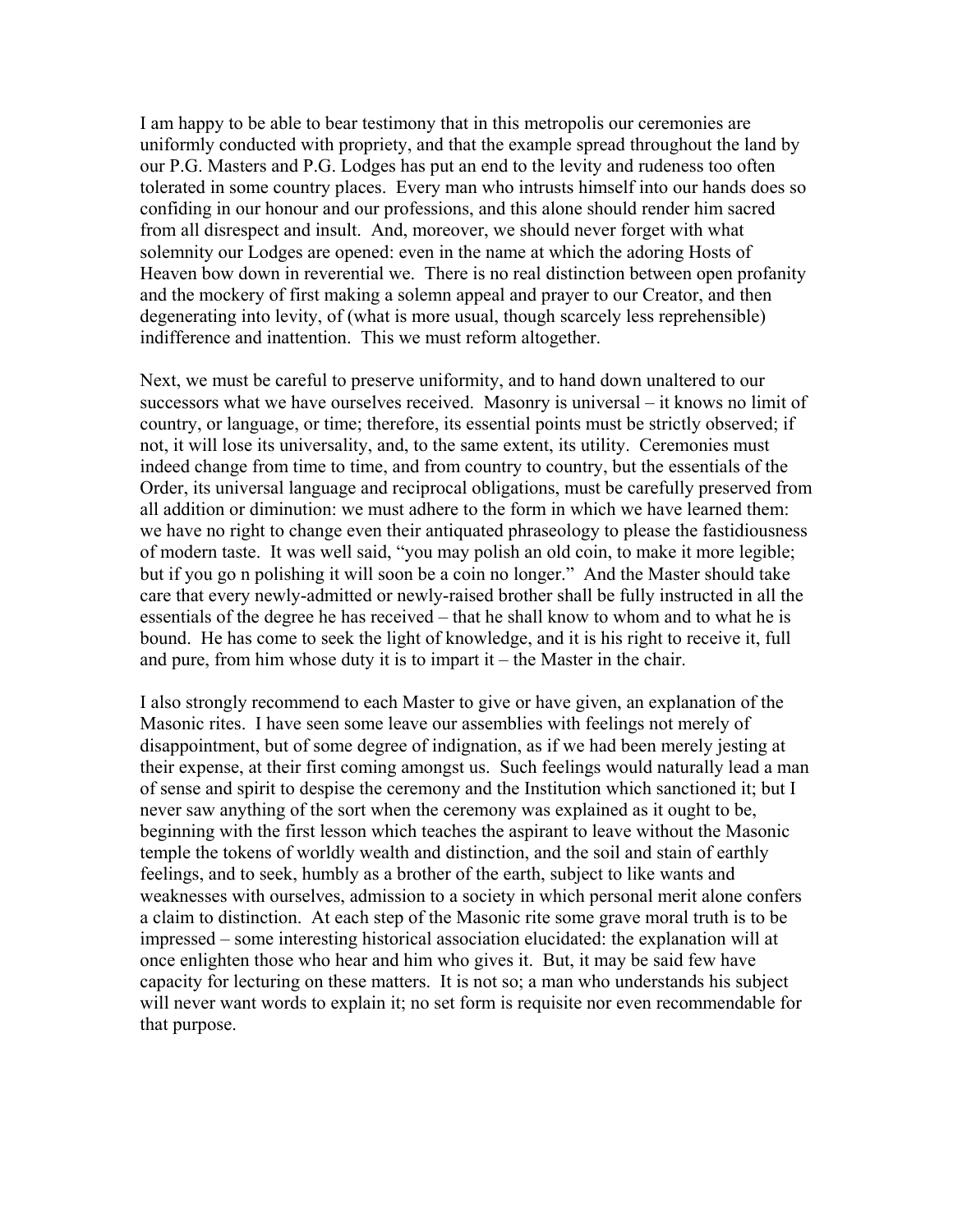I am happy to be able to bear testimony that in this metropolis our ceremonies are uniformly conducted with propriety, and that the example spread throughout the land by our P.G. Masters and P.G. Lodges has put an end to the levity and rudeness too often tolerated in some country places. Every man who intrusts himself into our hands does so confiding in our honour and our professions, and this alone should render him sacred from all disrespect and insult. And, moreover, we should never forget with what solemnity our Lodges are opened: even in the name at which the adoring Hosts of Heaven bow down in reverential we. There is no real distinction between open profanity and the mockery of first making a solemn appeal and prayer to our Creator, and then degenerating into levity, of (what is more usual, though scarcely less reprehensible) indifference and inattention. This we must reform altogether.

Next, we must be careful to preserve uniformity, and to hand down unaltered to our successors what we have ourselves received. Masonry is universal – it knows no limit of country, or language, or time; therefore, its essential points must be strictly observed; if not, it will lose its universality, and, to the same extent, its utility. Ceremonies must indeed change from time to time, and from country to country, but the essentials of the Order, its universal language and reciprocal obligations, must be carefully preserved from all addition or diminution: we must adhere to the form in which we have learned them: we have no right to change even their antiquated phraseology to please the fastidiousness of modern taste. It was well said, "you may polish an old coin, to make it more legible; but if you go n polishing it will soon be a coin no longer." And the Master should take care that every newly-admitted or newly-raised brother shall be fully instructed in all the essentials of the degree he has received – that he shall know to whom and to what he is bound. He has come to seek the light of knowledge, and it is his right to receive it, full and pure, from him whose duty it is to impart it – the Master in the chair.

I also strongly recommend to each Master to give or have given, an explanation of the Masonic rites. I have seen some leave our assemblies with feelings not merely of disappointment, but of some degree of indignation, as if we had been merely jesting at their expense, at their first coming amongst us. Such feelings would naturally lead a man of sense and spirit to despise the ceremony and the Institution which sanctioned it; but I never saw anything of the sort when the ceremony was explained as it ought to be, beginning with the first lesson which teaches the aspirant to leave without the Masonic temple the tokens of worldly wealth and distinction, and the soil and stain of earthly feelings, and to seek, humbly as a brother of the earth, subject to like wants and weaknesses with ourselves, admission to a society in which personal merit alone confers a claim to distinction. At each step of the Masonic rite some grave moral truth is to be impressed – some interesting historical association elucidated: the explanation will at once enlighten those who hear and him who gives it. But, it may be said few have capacity for lecturing on these matters. It is not so; a man who understands his subject will never want words to explain it; no set form is requisite nor even recommendable for that purpose.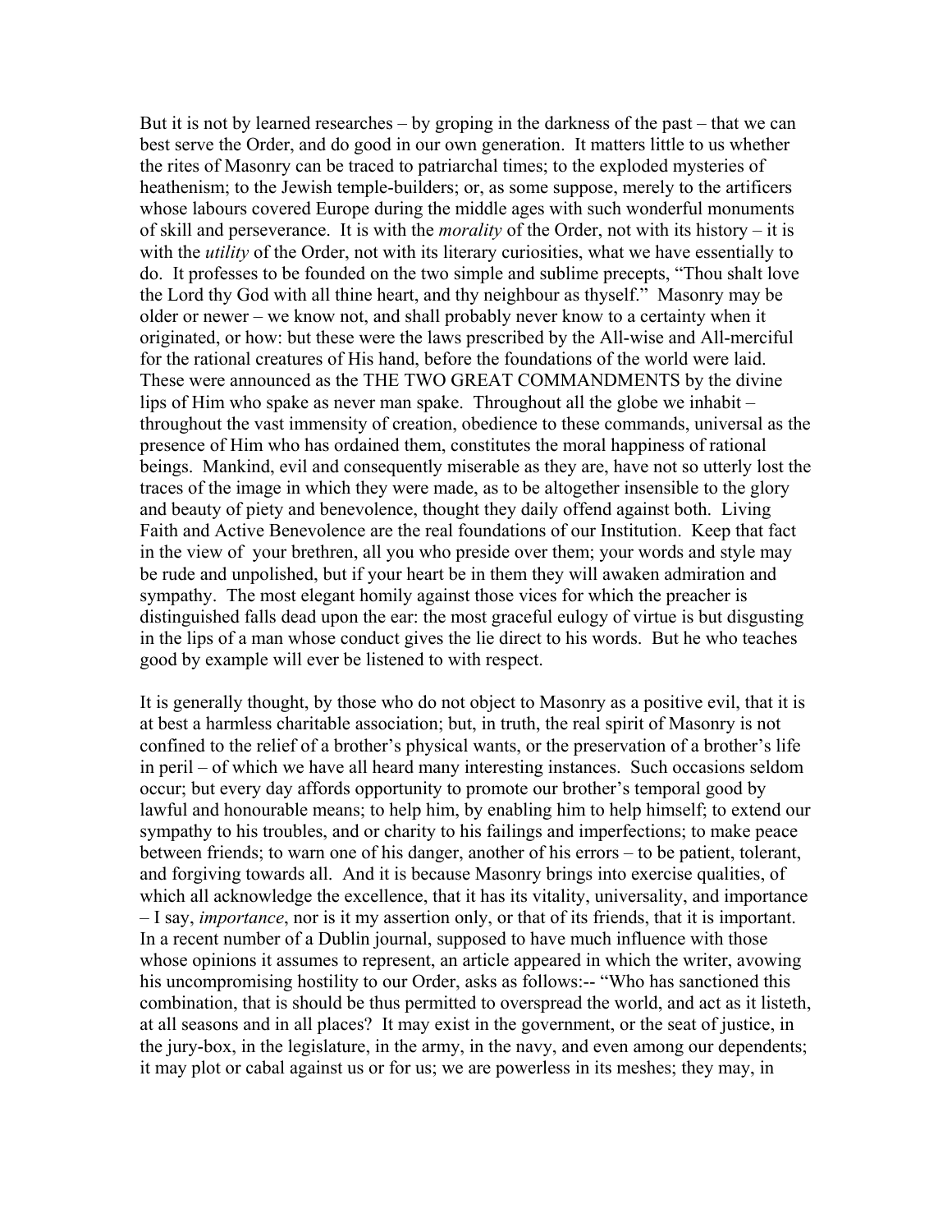But it is not by learned researches – by groping in the darkness of the past – that we can best serve the Order, and do good in our own generation. It matters little to us whether the rites of Masonry can be traced to patriarchal times; to the exploded mysteries of heathenism; to the Jewish temple-builders; or, as some suppose, merely to the artificers whose labours covered Europe during the middle ages with such wonderful monuments of skill and perseverance. It is with the *morality* of the Order, not with its history – it is with the *utility* of the Order, not with its literary curiosities, what we have essentially to do. It professes to be founded on the two simple and sublime precepts, "Thou shalt love the Lord thy God with all thine heart, and thy neighbour as thyself." Masonry may be older or newer – we know not, and shall probably never know to a certainty when it originated, or how: but these were the laws prescribed by the All-wise and All-merciful for the rational creatures of His hand, before the foundations of the world were laid. These were announced as the THE TWO GREAT COMMANDMENTS by the divine lips of Him who spake as never man spake. Throughout all the globe we inhabit – throughout the vast immensity of creation, obedience to these commands, universal as the presence of Him who has ordained them, constitutes the moral happiness of rational beings. Mankind, evil and consequently miserable as they are, have not so utterly lost the traces of the image in which they were made, as to be altogether insensible to the glory and beauty of piety and benevolence, thought they daily offend against both. Living Faith and Active Benevolence are the real foundations of our Institution. Keep that fact in the view of your brethren, all you who preside over them; your words and style may be rude and unpolished, but if your heart be in them they will awaken admiration and sympathy. The most elegant homily against those vices for which the preacher is distinguished falls dead upon the ear: the most graceful eulogy of virtue is but disgusting in the lips of a man whose conduct gives the lie direct to his words. But he who teaches good by example will ever be listened to with respect.

It is generally thought, by those who do not object to Masonry as a positive evil, that it is at best a harmless charitable association; but, in truth, the real spirit of Masonry is not confined to the relief of a brother's physical wants, or the preservation of a brother's life in peril – of which we have all heard many interesting instances. Such occasions seldom occur; but every day affords opportunity to promote our brother's temporal good by lawful and honourable means; to help him, by enabling him to help himself; to extend our sympathy to his troubles, and or charity to his failings and imperfections; to make peace between friends; to warn one of his danger, another of his errors – to be patient, tolerant, and forgiving towards all. And it is because Masonry brings into exercise qualities, of which all acknowledge the excellence, that it has its vitality, universality, and importance – I say, *importance*, nor is it my assertion only, or that of its friends, that it is important. In a recent number of a Dublin journal, supposed to have much influence with those whose opinions it assumes to represent, an article appeared in which the writer, avowing his uncompromising hostility to our Order, asks as follows:-- "Who has sanctioned this combination, that is should be thus permitted to overspread the world, and act as it listeth, at all seasons and in all places? It may exist in the government, or the seat of justice, in the jury-box, in the legislature, in the army, in the navy, and even among our dependents; it may plot or cabal against us or for us; we are powerless in its meshes; they may, in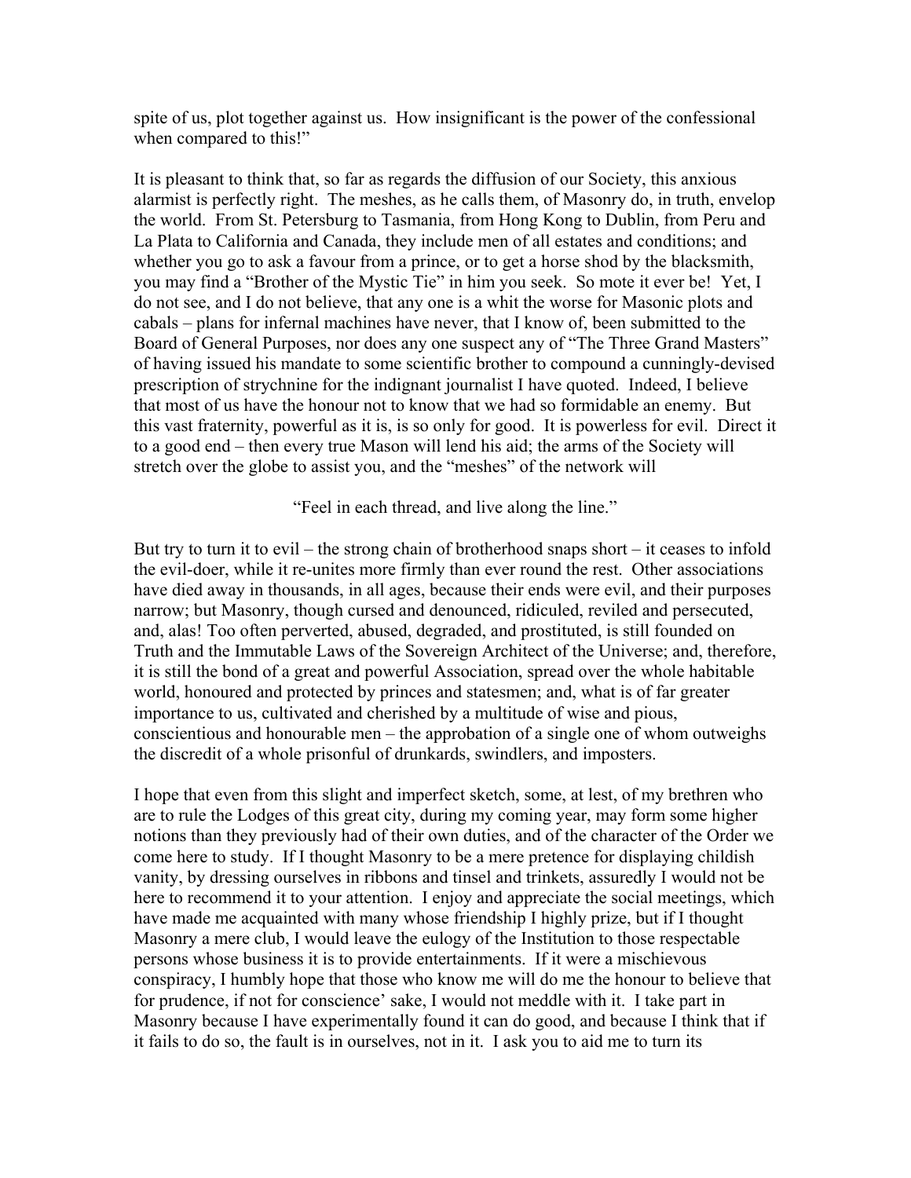spite of us, plot together against us. How insignificant is the power of the confessional when compared to this!"

It is pleasant to think that, so far as regards the diffusion of our Society, this anxious alarmist is perfectly right. The meshes, as he calls them, of Masonry do, in truth, envelop the world. From St. Petersburg to Tasmania, from Hong Kong to Dublin, from Peru and La Plata to California and Canada, they include men of all estates and conditions; and whether you go to ask a favour from a prince, or to get a horse shod by the blacksmith, you may find a "Brother of the Mystic Tie" in him you seek. So mote it ever be! Yet, I do not see, and I do not believe, that any one is a whit the worse for Masonic plots and cabals – plans for infernal machines have never, that I know of, been submitted to the Board of General Purposes, nor does any one suspect any of "The Three Grand Masters" of having issued his mandate to some scientific brother to compound a cunningly-devised prescription of strychnine for the indignant journalist I have quoted. Indeed, I believe that most of us have the honour not to know that we had so formidable an enemy. But this vast fraternity, powerful as it is, is so only for good. It is powerless for evil. Direct it to a good end – then every true Mason will lend his aid; the arms of the Society will stretch over the globe to assist you, and the "meshes" of the network will

"Feel in each thread, and live along the line."

But try to turn it to evil – the strong chain of brotherhood snaps short – it ceases to infold the evil-doer, while it re-unites more firmly than ever round the rest. Other associations have died away in thousands, in all ages, because their ends were evil, and their purposes narrow; but Masonry, though cursed and denounced, ridiculed, reviled and persecuted, and, alas! Too often perverted, abused, degraded, and prostituted, is still founded on Truth and the Immutable Laws of the Sovereign Architect of the Universe; and, therefore, it is still the bond of a great and powerful Association, spread over the whole habitable world, honoured and protected by princes and statesmen; and, what is of far greater importance to us, cultivated and cherished by a multitude of wise and pious, conscientious and honourable men – the approbation of a single one of whom outweighs the discredit of a whole prisonful of drunkards, swindlers, and imposters.

I hope that even from this slight and imperfect sketch, some, at lest, of my brethren who are to rule the Lodges of this great city, during my coming year, may form some higher notions than they previously had of their own duties, and of the character of the Order we come here to study. If I thought Masonry to be a mere pretence for displaying childish vanity, by dressing ourselves in ribbons and tinsel and trinkets, assuredly I would not be here to recommend it to your attention. I enjoy and appreciate the social meetings, which have made me acquainted with many whose friendship I highly prize, but if I thought Masonry a mere club, I would leave the eulogy of the Institution to those respectable persons whose business it is to provide entertainments. If it were a mischievous conspiracy, I humbly hope that those who know me will do me the honour to believe that for prudence, if not for conscience' sake, I would not meddle with it. I take part in Masonry because I have experimentally found it can do good, and because I think that if it fails to do so, the fault is in ourselves, not in it. I ask you to aid me to turn its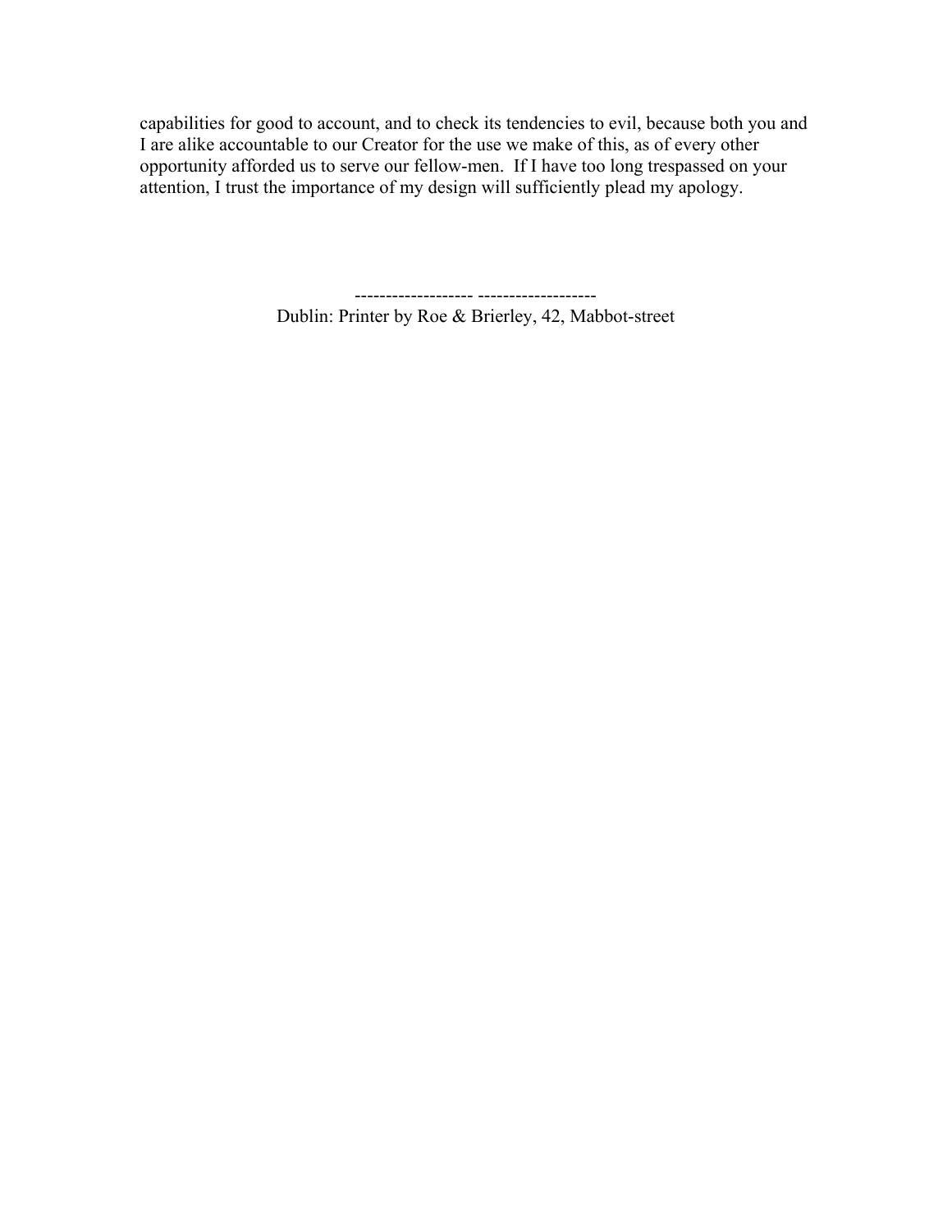capabilities for good to account, and to check its tendencies to evil, because both you and I are alike accountable to our Creator for the use we make of this, as of every other opportunity afforded us to serve our fellow-men. If I have too long trespassed on your attention, I trust the importance of my design will sufficiently plead my apology.

------------------- -------------------

Dublin: Printer by Roe & Brierley, 42, Mabbot-street